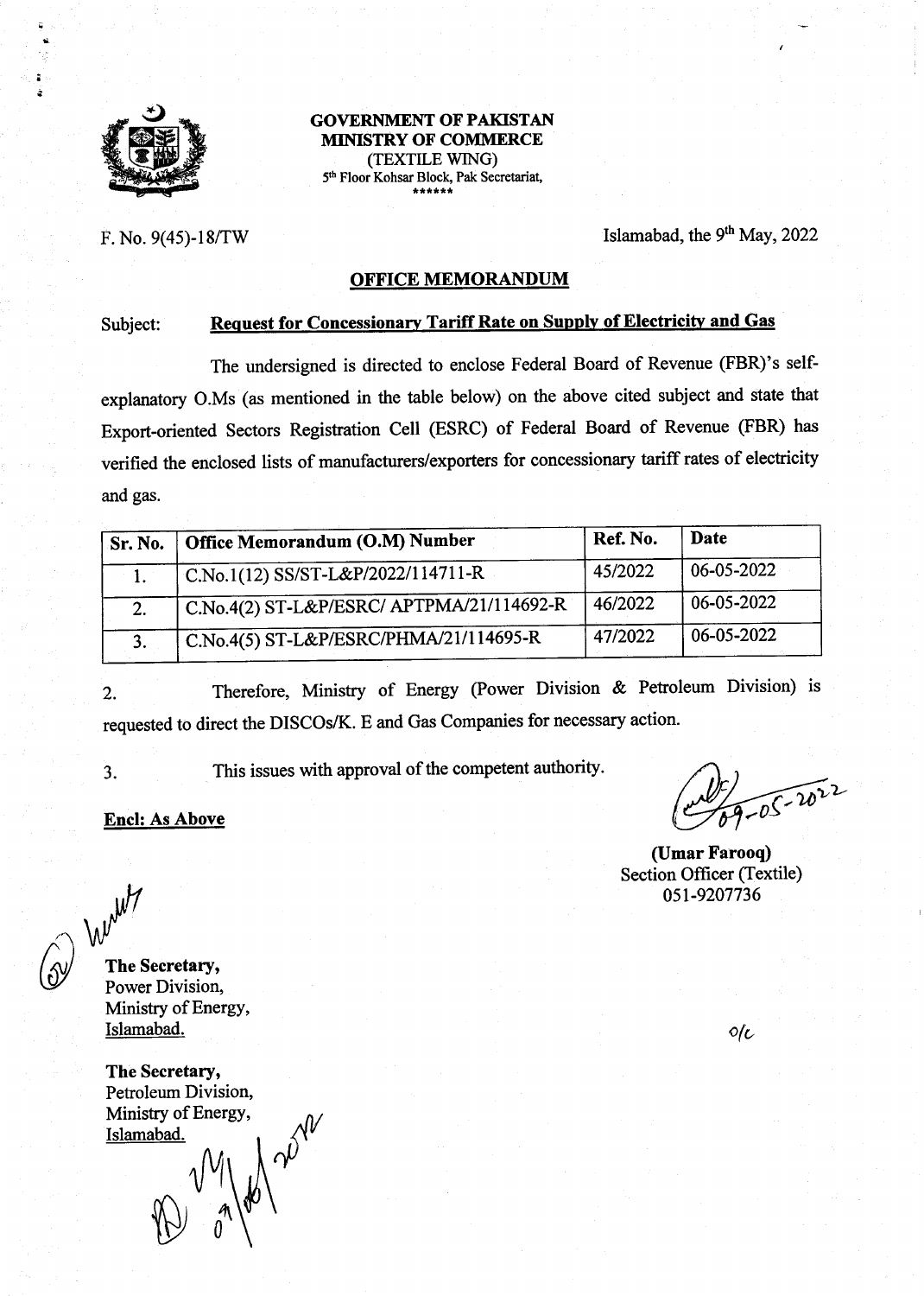**GOVERNMENT OF PAKISTAN**
**MINISTRY OF COMMERCE**
(TEXTILE WING)
5th Floor Kohsar Block, Pak Secretariat,
\*\*\*\*\*\*

F. No. 9(45)-18/TW

Islamabad, the 9th May, 2022

## OFFICE MEMORANDUM

Subject: **Request for Concessionary Tariff Rate on Supply of Electricity and Gas**

The undersigned is directed to enclose Federal Board of Revenue (FBR)'s self-explanatory O.Ms (as mentioned in the table below) on the above cited subject and state that Export-oriented Sectors Registration Cell (ESRC) of Federal Board of Revenue (FBR) has verified the enclosed lists of manufacturers/exporters for concessionary tariff rates of electricity and gas.

| Sr. No. | Office Memorandum (O.M) Number | Ref. No. | Date |
|---|---|---|---|
| 1. | C.No.1(12) SS/ST-L&P/2022/114711-R | 45/2022 | 06-05-2022 |
| 2. | C.No.4(2) ST-L&P/ESRC/ APTPMA/21/114692-R | 46/2022 | 06-05-2022 |
| 3. | C.No.4(5) ST-L&P/ESRC/PHMA/21/114695-R | 47/2022 | 06-05-2022 |

2. Therefore, Ministry of Energy (Power Division & Petroleum Division) is requested to direct the DISCOs/K. E and Gas Companies for necessary action.

3. This issues with approval of the competent authority.

**Encl: As Above**

09-05-2022

**(Umar Farooq)**
Section Officer (Textile)
051-9207736

**The Secretary,**
Power Division,
Ministry of Energy,
Islamabad.

**The Secretary,**
Petroleum Division,
Ministry of Energy,
Islamabad.

o/c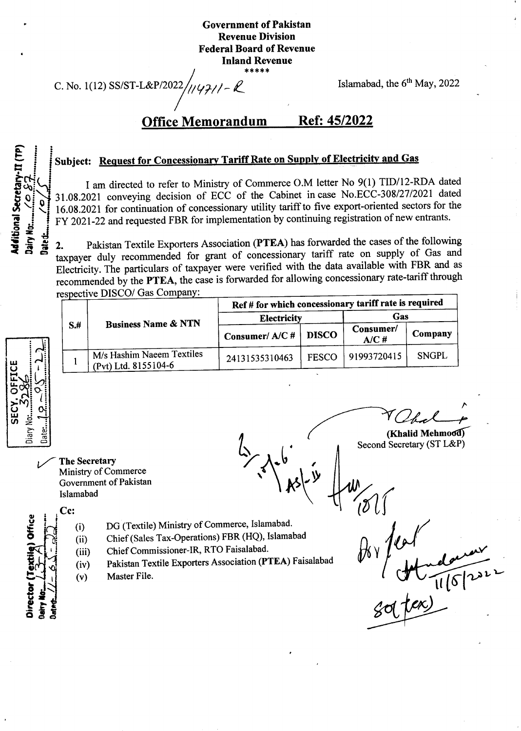**Government of Pakistan**
**Revenue Division**
**Federal Board of Revenue**
**Inland Revenue**
\*\*\*\*\*

C. No. 1(12) SS/ST-L&P/2022/114711-R

Islamabad, the 6th May, 2022

## Office Memorandum Ref: 45/2022

**Subject: Request for Concessionary Tariff Rate on Supply of Electricity and Gas**

I am directed to refer to Ministry of Commerce O.M letter No 9(1) TID/12-RDA dated 31.08.2021 conveying decision of ECC of the Cabinet in case No.ECC-308/27/2021 dated 16.08.2021 for continuation of concessionary utility tariff to five export-oriented sectors for the FY 2021-22 and requested FBR for implementation by continuing registration of new entrants.

2. Pakistan Textile Exporters Association (**PTEA**) has forwarded the cases of the following taxpayer duly recommended for grant of concessionary tariff rate on supply of Gas and Electricity. The particulars of taxpayer were verified with the data available with FBR and as recommended by the **PTEA**, the case is forwarded for allowing concessionary rate-tariff through respective DISCO/ Gas Company:

| S.# | Business Name & NTN | Ref # for which concessionary tariff rate is required | | | |
|---|---|---|---|---|---|
| | | Electricity | | Gas | |
| | | Consumer/ A/C # | DISCO | Consumer/ A/C # | Company |
| 1 | M/s Hashim Naeem Textiles (Pvt) Ltd. 8155104-6 | 24131535310463 | FESCO | 91993720415 | SNGPL |

(Khalid Mehmood)
Second Secretary (ST L&P)

The Secretary
Ministry of Commerce
Government of Pakistan
Islamabad

Cc:

(i) DG (Textile) Ministry of Commerce, Islamabad.
(ii) Chief (Sales Tax-Operations) FBR (HQ), Islamabad
(iii) Chief Commissioner-IR, RTO Faisalabad.
(iv) Pakistan Textile Exporters Association (**PTEA**) Faisalabad
(v) Master File.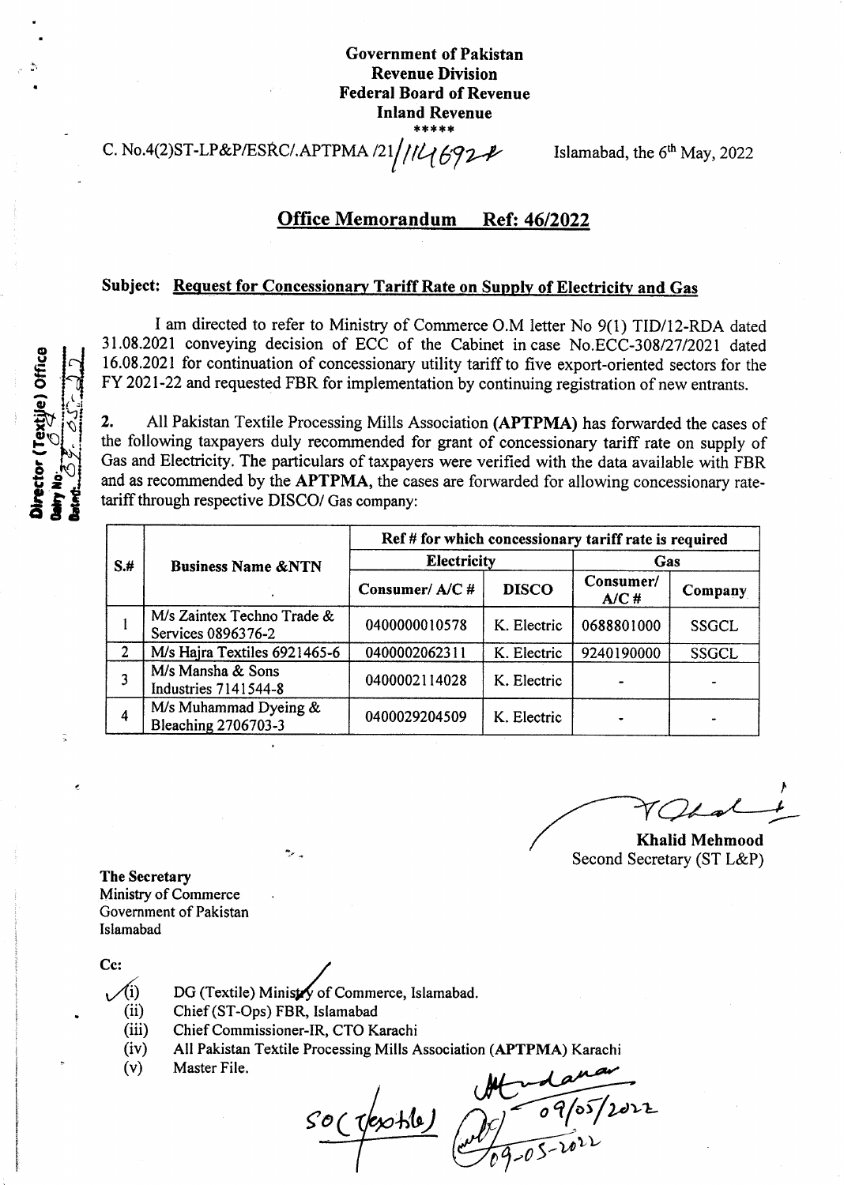**Government of Pakistan**
**Revenue Division**
**Federal Board of Revenue**
**Inland Revenue**
\*\*\*\*\*

C. No.4(2)ST-LP&P/ESRC/.APTPMA /21/114692 Islamabad, the 6th May, 2022

## Office Memorandum Ref: 46/2022

**Subject: Request for Concessionary Tariff Rate on Supply of Electricity and Gas**

I am directed to refer to Ministry of Commerce O.M letter No 9(1) TID/12-RDA dated 31.08.2021 conveying decision of ECC of the Cabinet in case No.ECC-308/27/2021 dated 16.08.2021 for continuation of concessionary utility tariff to five export-oriented sectors for the FY 2021-22 and requested FBR for implementation by continuing registration of new entrants.

**2.** All Pakistan Textile Processing Mills Association **(APTPMA)** has forwarded the cases of the following taxpayers duly recommended for grant of concessionary tariff rate on supply of Gas and Electricity. The particulars of taxpayers were verified with the data available with FBR and as recommended by the **APTPMA**, the cases are forwarded for allowing concessionary rate-tariff through respective DISCO/ Gas company:

| S.# | Business Name &NTN | Ref # for which concessionary tariff rate is required | | | |
|---|---|---|---|---|---|
| | | Electricity | | Gas | |
| | | Consumer/ A/C # | DISCO | Consumer/ A/C # | Company |
| 1 | M/s Zaintex Techno Trade & Services 0896376-2 | 0400000010578 | K. Electric | 0688801000 | SSGCL |
| 2 | M/s Hajra Textiles 6921465-6 | 0400002062311 | K. Electric | 9240190000 | SSGCL |
| 3 | M/s Mansha & Sons Industries 7141544-8 | 0400002114028 | K. Electric | - | - |
| 4 | M/s Muhammad Dyeing & Bleaching 2706703-3 | 0400029204509 | K. Electric | - | - |

**Khalid Mehmood**
Second Secretary (ST L&P)

**The Secretary**
Ministry of Commerce
Government of Pakistan
Islamabad

**Cc:**

(i) DG (Textile) Ministry of Commerce, Islamabad.
(ii) Chief (ST-Ops) FBR, Islamabad
(iii) Chief Commissioner-IR, CTO Karachi
(iv) All Pakistan Textile Processing Mills Association **(APTPMA)** Karachi
(v) Master File.

SO (Textile) 09/05/2022
09-05-2022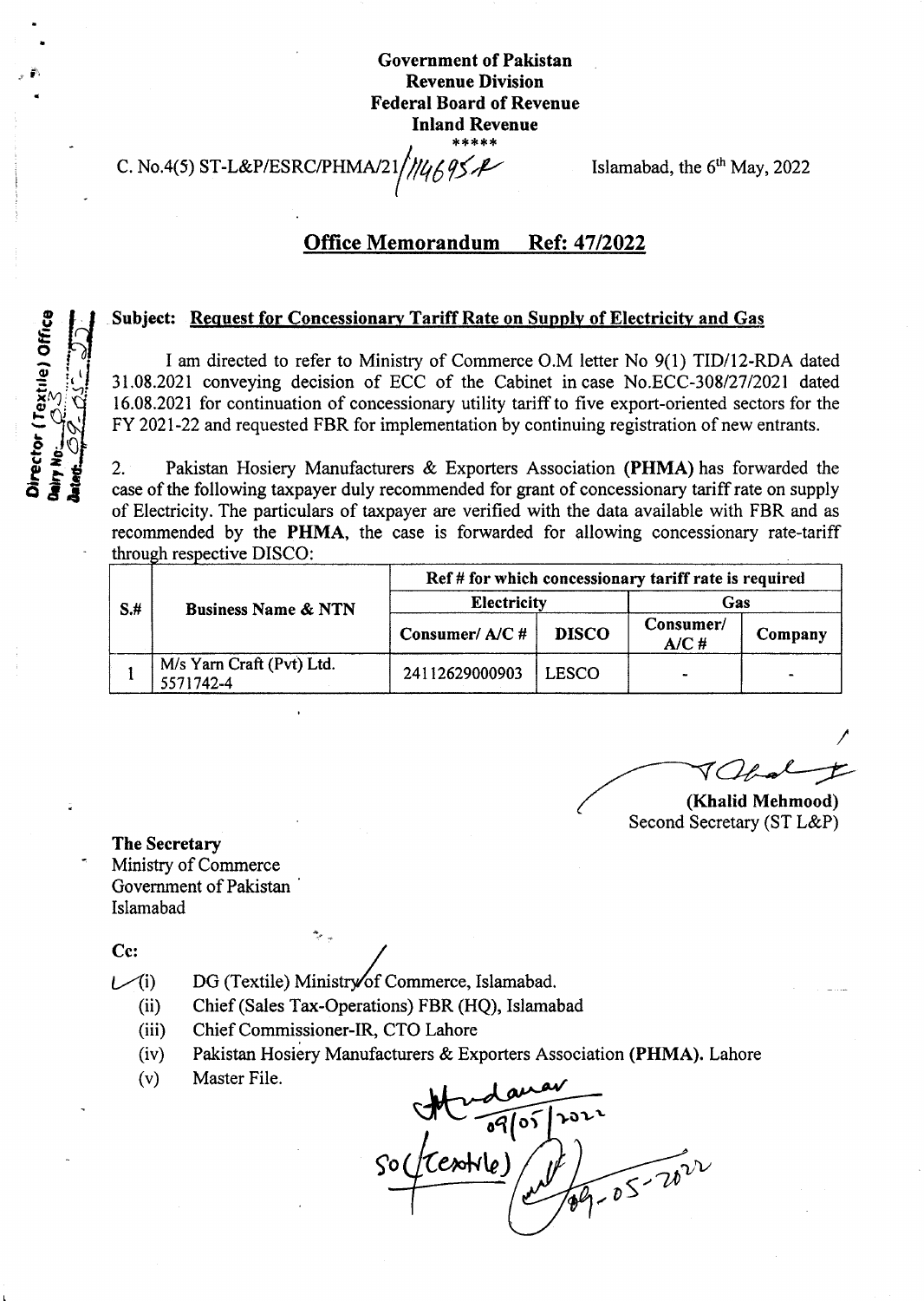**Government of Pakistan**
**Revenue Division**
**Federal Board of Revenue**
**Inland Revenue**
\*\*\*\*\*

C. No.4(5) ST-L&P/ESRC/PHMA/21/114695-R

Islamabad, the 6th May, 2022

## Office Memorandum Ref: 47/2022

**Subject: Request for Concessionary Tariff Rate on Supply of Electricity and Gas**

I am directed to refer to Ministry of Commerce O.M letter No 9(1) TID/12-RDA dated 31.08.2021 conveying decision of ECC of the Cabinet in case No.ECC-308/27/2021 dated 16.08.2021 for continuation of concessionary utility tariff to five export-oriented sectors for the FY 2021-22 and requested FBR for implementation by continuing registration of new entrants.

2. Pakistan Hosiery Manufacturers & Exporters Association (**PHMA**) has forwarded the case of the following taxpayer duly recommended for grant of concessionary tariff rate on supply of Electricity. The particulars of taxpayer are verified with the data available with FBR and as recommended by the **PHMA**, the case is forwarded for allowing concessionary rate-tariff through respective DISCO:

| S.# | Business Name & NTN | Ref # for which concessionary tariff rate is required | | | |
|---|---|---|---|---|---|
| | | Electricity | | Gas | |
| | | Consumer/ A/C # | DISCO | Consumer/ A/C # | Company |
| 1 | M/s Yarn Craft (Pvt) Ltd. 5571742-4 | 24112629000903 | LESCO | - | - |

(Khalid Mehmood)
Second Secretary (ST L&P)

**The Secretary**
Ministry of Commerce
Government of Pakistan
Islamabad

**Cc:**

- (i) DG (Textile) Ministry of Commerce, Islamabad.
- (ii) Chief (Sales Tax-Operations) FBR (HQ), Islamabad
- (iii) Chief Commissioner-IR, CTO Lahore
- (iv) Pakistan Hosiery Manufacturers & Exporters Association (**PHMA**). Lahore
- (v) Master File.